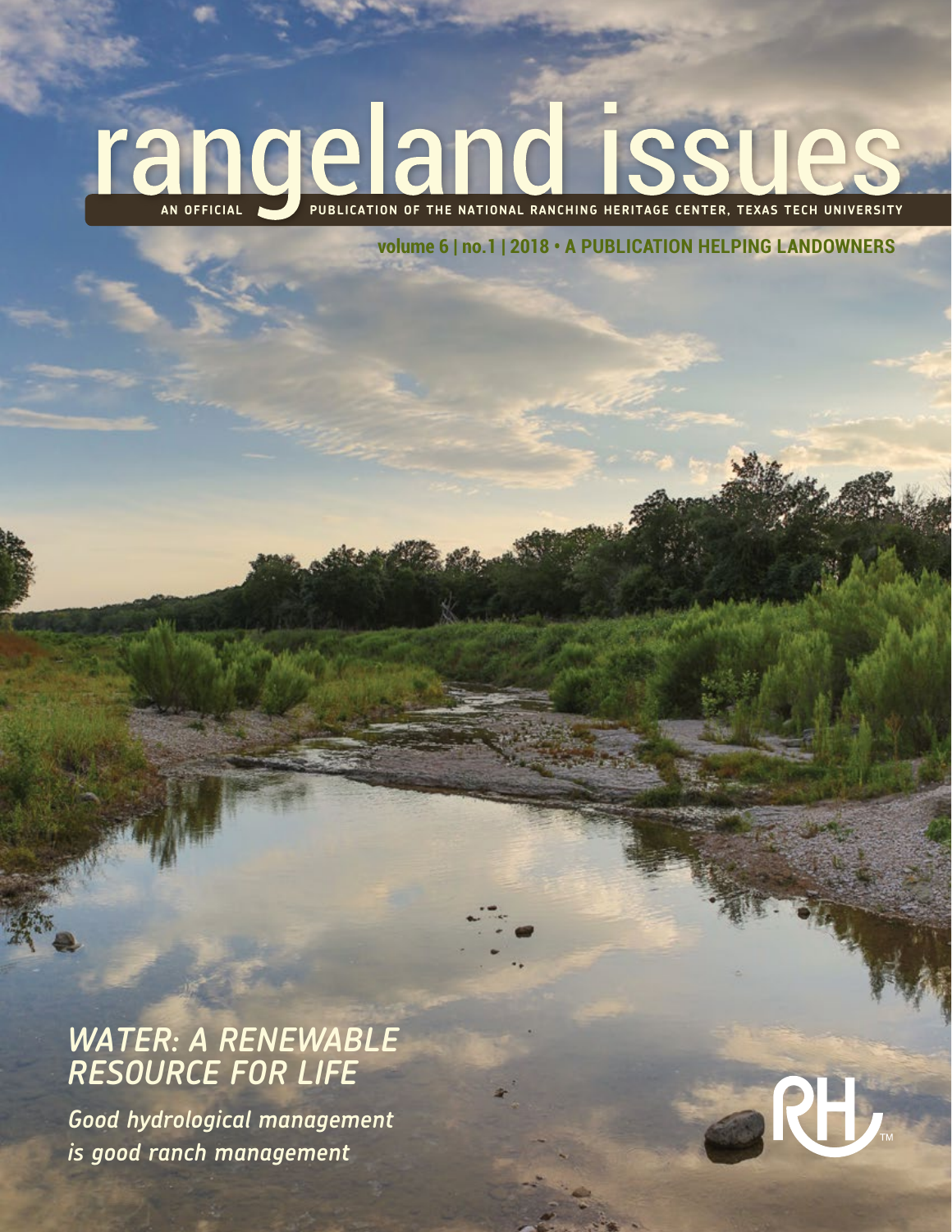# rangeland issues

AN OFFICIAL PUBLICATION OF THE NATIONAL RANCHING HERITAGE CENTER, TEXAS TECH UNIVERSITY

**volume 6 | no.1 | 2018 • A PUBLICATION HELPING LANDOWNERS**

## *WATER: A RENEWABLE RESOURCE FOR LIFE*

***Good hydrological management is good ranch management***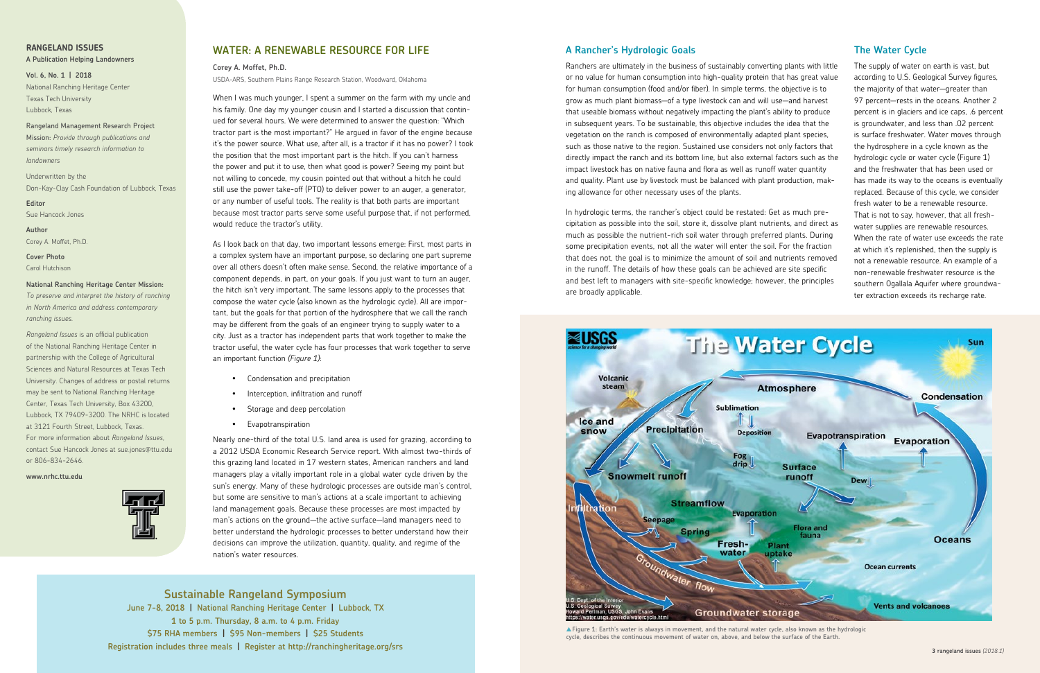**RANGELAND ISSUES**
A Publication Helping Landowners

**Vol. 6, No. 1 | 2018**
National Ranching Heritage Center
Texas Tech University
Lubbock, Texas

Rangeland Management Research Project
Mission: *Provide through publications and seminars timely research information to landowners*

Underwritten by the
Don-Kay-Clay Cash Foundation of Lubbock, Texas

**Editor**
Sue Hancock Jones

**Author**
Corey A. Moffet, Ph.D.

**Cover Photo**
Carol Hutchison

**National Ranching Heritage Center Mission:**
*To preserve and interpret the history of ranching in North America and address contemporary ranching issues.*

*Rangeland Issues* is an official publication of the National Ranching Heritage Center in partnership with the College of Agricultural Sciences and Natural Resources at Texas Tech University. Changes of address or postal returns may be sent to National Ranching Heritage Center, Texas Tech University, Box 43200, Lubbock, TX 79409-3200. The NRHC is located at 3121 Fourth Street, Lubbock, Texas. For more information about *Rangeland Issues*, contact Sue Hancock Jones at sue.jones@ttu.edu or 806-834-2646.

www.nrhc.ttu.edu

## WATER: A RENEWABLE RESOURCE FOR LIFE

**Corey A. Moffet, Ph.D.**
USDA-ARS, Southern Plains Range Research Station, Woodward, Oklahoma

When I was much younger, I spent a summer on the farm with my uncle and his family. One day my younger cousin and I started a discussion that continued for several hours. We were determined to answer the question: "Which tractor part is the most important?" He argued in favor of the engine because it's the power source. What use, after all, is a tractor if it has no power? I took the position that the most important part is the hitch. If you can't harness the power and put it to use, then what good is power? Seeing my point but not willing to concede, my cousin pointed out that without a hitch he could still use the power take-off (PTO) to deliver power to an auger, a generator, or any number of useful tools. The reality is that both parts are important because most tractor parts serve some useful purpose that, if not performed, would reduce the tractor's utility.

As I look back on that day, two important lessons emerge: First, most parts in a complex system have an important purpose, so declaring one part supreme over all others doesn't often make sense. Second, the relative importance of a component depends, in part, on your goals. If you just want to turn an auger, the hitch isn't very important. The same lessons apply to the processes that compose the water cycle (also known as the hydrologic cycle). All are important, but the goals for that portion of the hydrosphere that we call the ranch may be different from the goals of an engineer trying to supply water to a city. Just as a tractor has independent parts that work together to make the tractor useful, the water cycle has four processes that work together to serve an important function *(Figure 1)*:

- Condensation and precipitation
- Interception, infiltration and runoff
- Storage and deep percolation
- Evapotranspiration

Nearly one-third of the total U.S. land area is used for grazing, according to a 2012 USDA Economic Research Service report. With almost two-thirds of this grazing land located in 17 western states, American ranchers and land managers play a vitally important role in a global water cycle driven by the sun's energy. Many of these hydrologic processes are outside man's control, but some are sensitive to man's actions at a scale important to achieving land management goals. Because these processes are most impacted by man's actions on the ground—the active surface—land managers need to better understand the hydrologic processes to better understand how their decisions can improve the utilization, quantity, quality, and regime of the nation's water resources.

## Sustainable Rangeland Symposium

June 7-8, 2018 | National Ranching Heritage Center | Lubbock, TX
1 to 5 p.m. Thursday, 8 a.m. to 4 p.m. Friday
$75 RHA members | $95 Non-members | $25 Students
Registration includes three meals | Register at http://ranchingheritage.org/srs

## A Rancher's Hydrologic Goals

Ranchers are ultimately in the business of sustainably converting plants with little or no value for human consumption into high-quality protein that has great value for human consumption (food and/or fiber). In simple terms, the objective is to grow as much plant biomass—of a type livestock can and will use—and harvest that useable biomass without negatively impacting the plant's ability to produce in subsequent years. To be sustainable, this objective includes the idea that the vegetation on the ranch is composed of environmentally adapted plant species, such as those native to the region. Sustained use considers not only factors that directly impact the ranch and its bottom line, but also external factors such as the impact livestock has on native fauna and flora as well as runoff water quantity and quality. Plant use by livestock must be balanced with plant production, making allowance for other necessary uses of the plants.

In hydrologic terms, the rancher's object could be restated: Get as much precipitation as possible into the soil, store it, dissolve plant nutrients, and direct as much as possible the nutrient-rich soil water through preferred plants. During some precipitation events, not all the water will enter the soil. For the fraction that does not, the goal is to minimize the amount of soil and nutrients removed in the runoff. The details of how these goals can be achieved are site specific and best left to managers with site-specific knowledge; however, the principles are broadly applicable.

## The Water Cycle

The supply of water on earth is vast, but according to U.S. Geological Survey figures, the majority of that water—greater than 97 percent—rests in the oceans. Another 2 percent is in glaciers and ice caps, .6 percent is groundwater, and less than .02 percent is surface freshwater. Water moves through the hydrosphere in a cycle known as the hydrologic cycle or water cycle (Figure 1) and the freshwater that has been used or has made its way to the oceans is eventually replaced. Because of this cycle, we consider fresh water to be a renewable resource. That is not to say, however, that all freshwater supplies are renewable resources. When the rate of water use exceeds the rate at which it's replenished, then the supply is not a renewable resource. An example of a non-renewable freshwater resource is the southern Ogallala Aquifer where groundwater extraction exceeds its recharge rate.

▲Figure 1: Earth's water is always in movement, and the natural water cycle, also known as the hydrologic cycle, describes the continuous movement of water on, above, and below the surface of the Earth.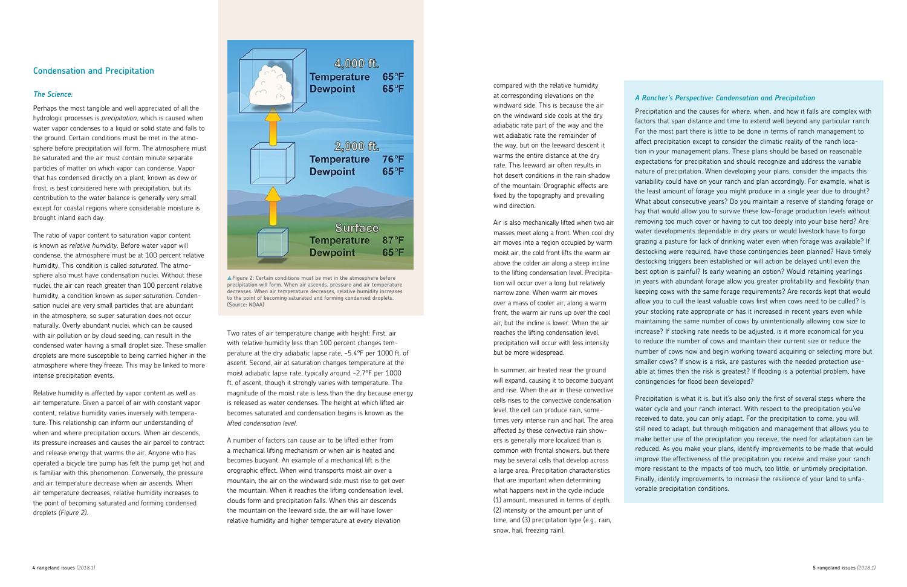## Condensation and Precipitation

### *The Science:*

Perhaps the most tangible and well appreciated of all the hydrologic processes is *precipitation*, which is caused when water vapor condenses to a liquid or solid state and falls to the ground. Certain conditions must be met in the atmosphere before precipitation will form. The atmosphere must be saturated and the air must contain minute separate particles of matter on which vapor can condense. Vapor that has condensed directly on a plant, known as dew or frost, is best considered here with precipitation, but its contribution to the water balance is generally very small except for coastal regions where considerable moisture is brought inland each day.

The ratio of vapor content to saturation vapor content is known as *relative humidity*. Before water vapor will condense, the atmosphere must be at 100 percent relative humidity. This condition is called *saturated*. The atmosphere also must have condensation nuclei. Without these nuclei, the air can reach greater than 100 percent relative humidity, a condition known as *super saturation*. Condensation nuclei are very small particles that are abundant in the atmosphere, so super saturation does not occur naturally. Overly abundant nuclei, which can be caused with air pollution or by cloud seeding, can result in the condensed water having a small droplet size. These smaller droplets are more susceptible to being carried higher in the atmosphere where they freeze. This may be linked to more intense precipitation events.

Relative humidity is affected by vapor content as well as air temperature. Given a parcel of air with constant vapor content, relative humidity varies inversely with temperature. This relationship can inform our understanding of when and where precipitation occurs. When air descends, its pressure increases and causes the air parcel to contract and release energy that warms the air. Anyone who has operated a bicycle tire pump has felt the pump get hot and is familiar with this phenomenon. Conversely, the pressure and air temperature decrease when air ascends. When air temperature decreases, relative humidity increases to the point of becoming saturated and forming condensed droplets *(Figure 2)*.

| | Temperature | Dewpoint |
|---|---|---|
| 4,000 ft. | 65°F | 65°F |
| 2,000 ft. | 76°F | 65°F |
| Surface | 87°F | 65°F |

▲ Figure 2: Certain conditions must be met in the atmosphere before precipitation will form. When air ascends, pressure and air temperature decreases. When air temperature decreases, relative humidity increases to the point of becoming saturated and forming condensed droplets. (Source: NOAA)

Two rates of air temperature change with height: First, air with relative humidity less than 100 percent changes temperature at the dry adiabatic lapse rate, -5.4°F per 1000 ft. of ascent. Second, air at saturation changes temperature at the moist adiabatic lapse rate, typically around -2.7°F per 1000 ft. of ascent, though it strongly varies with temperature. The magnitude of the moist rate is less than the dry because energy is released as water condenses. The height at which lifted air becomes saturated and condensation begins is known as the *lifted condensation level*.

A number of factors can cause air to be lifted either from a mechanical lifting mechanism or when air is heated and becomes buoyant. An example of a mechanical lift is the orographic effect. When wind transports moist air over a mountain, the air on the windward side must rise to get over the mountain. When it reaches the lifting condensation level, clouds form and precipitation falls. When this air descends the mountain on the leeward side, the air will have lower relative humidity and higher temperature at every elevation compared with the relative humidity at corresponding elevations on the windward side. This is because the air on the windward side cools at the dry adiabatic rate part of the way and the wet adiabatic rate the remainder of the way, but on the leeward descent it warms the entire distance at the dry rate. This leeward air often results in hot desert conditions in the rain shadow of the mountain. Orographic effects are fixed by the topography and prevailing wind direction.

Air is also mechanically lifted when two air masses meet along a front. When cool dry air moves into a region occupied by warm moist air, the cold front lifts the warm air above the colder air along a steep incline to the lifting condensation level. Precipitation will occur over a long but relatively narrow zone. When warm air moves over a mass of cooler air, along a warm front, the warm air runs up over the cool air, but the incline is lower. When the air reaches the lifting condensation level, precipitation will occur with less intensity but be more widespread.

In summer, air heated near the ground will expand, causing it to become buoyant and rise. When the air in these convective cells rises to the convective condensation level, the cell can produce rain, sometimes very intense rain and hail. The area affected by these convective rain showers is generally more localized than is common with frontal showers, but there may be several cells that develop across a large area. Precipitation characteristics that are important when determining what happens next in the cycle include (1) amount, measured in terms of depth, (2) intensity or the amount per unit of time, and (3) precipitation type (e.g., rain, snow, hail, freezing rain).

### *A Rancher's Perspective: Condensation and Precipitation*

Precipitation and the causes for where, when, and how it falls are complex with factors that span distance and time to extend well beyond any particular ranch. For the most part there is little to be done in terms of ranch management to affect precipitation except to consider the climatic reality of the ranch location in your management plans. These plans should be based on reasonable expectations for precipitation and should recognize and address the variable nature of precipitation. When developing your plans, consider the impacts this variability could have on your ranch and plan accordingly. For example, what is the least amount of forage you might produce in a single year due to drought? What about consecutive years? Do you maintain a reserve of standing forage or hay that would allow you to survive these low-forage production levels without removing too much cover or having to cut too deeply into your base herd? Are water developments dependable in dry years or would livestock have to forgo grazing a pasture for lack of drinking water even when forage was available? If destocking were required, have those contingencies been planned? Have timely destocking triggers been established or will action be delayed until even the best option is painful? Is early weaning an option? Would retaining yearlings in years with abundant forage allow you greater profitability and flexibility than keeping cows with the same forage requirements? Are records kept that would allow you to cull the least valuable cows first when cows need to be culled? Is your stocking rate appropriate or has it increased in recent years even while maintaining the same number of cows by unintentionally allowing cow size to increase? If stocking rate needs to be adjusted, is it more economical for you to reduce the number of cows and maintain their current size or reduce the number of cows now and begin working toward acquiring or selecting more but smaller cows? If snow is a risk, are pastures with the needed protection useable at times then the risk is greatest? If flooding is a potential problem, have contingencies for flood been developed?

Precipitation is what it is, but it's also only the first of several steps where the water cycle and your ranch interact. With respect to the precipitation you've received to date, you can only adapt. For the precipitation to come, you will still need to adapt, but through mitigation and management that allows you to make better use of the precipitation you receive, the need for adaptation can be reduced. As you make your plans, identify improvements to be made that would improve the effectiveness of the precipitation you receive and make your ranch more resistant to the impacts of too much, too little, or untimely precipitation. Finally, identify improvements to increase the resilience of your land to unfavorable precipitation conditions.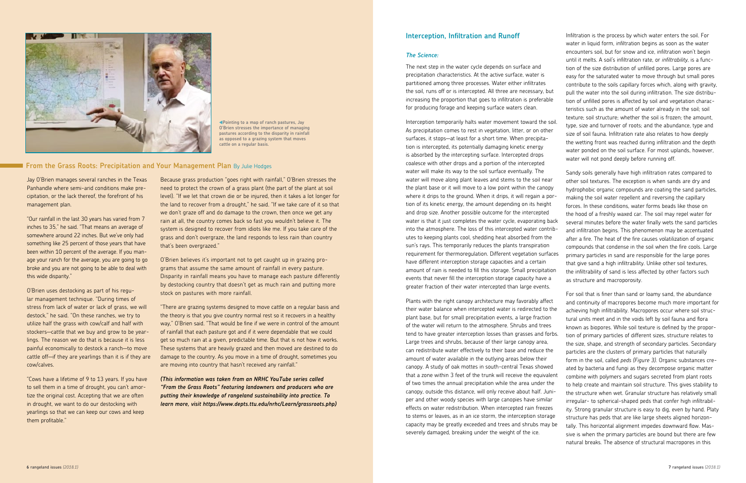◀Pointing to a map of ranch pastures, Jay O'Brien stresses the importance of managing pastures according to the disparity in rainfall as opposed to a grazing system that moves cattle on a regular basis.

## From the Grass Roots: Precipitation and Your Management Plan By Julie Hodges

Jay O'Brien manages several ranches in the Texas Panhandle where semi-arid conditions make precipitation, or the lack thereof, the forefront of his management plan.

"Our rainfall in the last 30 years has varied from 7 inches to 35," he said. "That means an average of somewhere around 22 inches. But we've only had something like 25 percent of those years that have been within 10 percent of the average. If you manage your ranch for the average, you are going to go broke and you are not going to be able to deal with this wide disparity."

O'Brien uses destocking as part of his regular management technique. "During times of stress from lack of water or lack of grass, we will destock," he said. "On these ranches, we try to utilize half the grass with cow/calf and half with stockers—cattle that we buy and grow to be yearlings. The reason we do that is because it is less painful economically to destock a ranch—to move cattle off—if they are yearlings than it is if they are cow/calves.

"Cows have a lifetime of 9 to 13 years. If you have to sell them in a time of drought, you can't amortize the original cost. Accepting that we are often in drought, we want to do our destocking with yearlings so that we can keep our cows and keep them profitable."

Because grass production "goes right with rainfall," O'Brien stresses the need to protect the crown of a grass plant (the part of the plant at soil level). "If we let that crown die or be injured, then it takes a lot longer for the land to recover from a drought," he said. "If we take care of it so that we don't graze off and do damage to the crown, then once we get any rain at all, the country comes back so fast you wouldn't believe it. The system is designed to recover from idiots like me. If you take care of the grass and don't overgraze, the land responds to less rain than country that's been overgrazed."

O'Brien believes it's important not to get caught up in grazing programs that assume the same amount of rainfall in every pasture. Disparity in rainfall means you have to manage each pasture differently by destocking country that doesn't get as much rain and putting more stock on pastures with more rainfall.

"There are grazing systems designed to move cattle on a regular basis and the theory is that you give country normal rest so it recovers in a healthy way," O'Brien said. "That would be fine if we were in control of the amount of rainfall that each pasture got and if were dependable that we could get so much rain at a given, predictable time. But that is not how it works. These systems that are heavily grazed and then moved are destined to do damage to the country. As you move in a time of drought, sometimes you are moving into country that hasn't received any rainfall."

***(This information was taken from an NRHC YouTube series called "From the Grass Roots" featuring landowners and producers who are putting their knowledge of rangeland sustainability into practice. To learn more, visit https://www.depts.ttu.edu/nrhc/Learn/grassroots.php)***

## Interception, Infiltration and Runoff

### *The Science:*

The next step in the water cycle depends on surface and precipitation characteristics. At the active surface, water is partitioned among three processes. Water either infiltrates the soil, runs off or is intercepted. All three are necessary, but increasing the proportion that goes to infiltration is preferable for producing forage and keeping surface waters clean.

Interception temporarily halts water movement toward the soil. As precipitation comes to rest in vegetation, litter, or on other surfaces, it stops—at least for a short time. When precipitation is intercepted, its potentially damaging kinetic energy is absorbed by the intercepting surface. Intercepted drops coalesce with other drops and a portion of the intercepted water will make its way to the soil surface eventually. The water will move along plant leaves and stems to the soil near the plant base or it will move to a low point within the canopy where it drips to the ground. When it drips, it will regain a portion of its kinetic energy, the amount depending on its height and drop size. Another possible outcome for the intercepted water is that it just completes the water cycle, evaporating back into the atmosphere. The loss of this intercepted water contributes to keeping plants cool, shedding heat absorbed from the sun's rays. This temporarily reduces the plants transpiration requirement for thermoregulation. Different vegetation surfaces have different interception storage capacities and a certain amount of rain is needed to fill this storage. Small precipitation events that never fill the interception storage capacity have a greater fraction of their water intercepted than large events.

Plants with the right canopy architecture may favorably affect their water balance when intercepted water is redirected to the plant base, but for small precipitation events, a large fraction of the water will return to the atmosphere. Shrubs and trees tend to have greater interception losses than grasses and forbs. Large trees and shrubs, because of their large canopy area, can redistribute water effectively to their base and reduce the amount of water available in the outlying areas below their canopy. A study of oak mottes in south-central Texas showed that a zone within 3 feet of the trunk will receive the equivalent of two times the annual precipitation while the area under the canopy, outside this distance, will only receive about half. Juniper and other woody species with large canopies have similar effects on water redistribution. When intercepted rain freezes to stems or leaves, as in an ice storm, the interception storage capacity may be greatly exceeded and trees and shrubs may be severely damaged, breaking under the weight of the ice.

Infiltration is the process by which water enters the soil. For water in liquid form, infiltration begins as soon as the water encounters soil, but for snow and ice, infiltration won't begin until it melts. A soil's infiltration rate, or *infiltrability*, is a function of the size distribution of unfilled pores. Large pores are easy for the saturated water to move through but small pores contribute to the soils capillary forces which, along with gravity, pull the water into the soil during infiltration. The size distribution of unfilled pores is affected by soil and vegetation characteristics such as the amount of water already in the soil; soil texture; soil structure; whether the soil is frozen; the amount, type, size and turnover of roots; and the abundance, type and size of soil fauna. Infiltration rate also relates to how deeply the wetting front was reached during infiltration and the depth water ponded on the soil surface. For most uplands, however, water will not pond deeply before running off.

Sandy soils generally have high infiltration rates compared to other soil textures. The exception is when sands are dry and hydrophobic organic compounds are coating the sand particles, making the soil water repellent and reversing the capillary forces. In these conditions, water forms beads like those on the hood of a freshly waxed car. The soil may repel water for several minutes before the water finally wets the sand particles and infiltration begins. This phenomenon may be accentuated after a fire. The heat of the fire causes volatilization of organic compounds that condense in the soil when the fire cools. Large primary particles in sand are responsible for the large pores that give sand a high infiltrability. Unlike other soil textures, the infiltrability of sand is less affected by other factors such as structure and macroporosity.

For soil that is finer than sand or loamy sand, the abundance and continuity of macropores become much more important for achieving high infiltrability. Macropores occur where soil structural units meet and in the voids left by soil fauna and flora known as biopores. While soil texture is defined by the proportion of primary particles of different sizes, structure relates to the size, shape, and strength of secondary particles. Secondary particles are the clusters of primary particles that naturally form in the soil, called *peds (Figure 3)*. Organic substances created by bacteria and fungi as they decompose organic matter combine with polymers and sugars secreted from plant roots to help create and maintain soil structure. This gives stability to the structure when wet. Granular structure has relatively small irregular- to spherical-shaped peds that confer high infiltrability. Strong granular structure is easy to dig, even by hand. Platy structure has peds that are like large sheets aligned horizontally. This horizontal alignment impedes downward flow. Massive is when the primary particles are bound but there are few natural breaks. The absence of structural macropores in this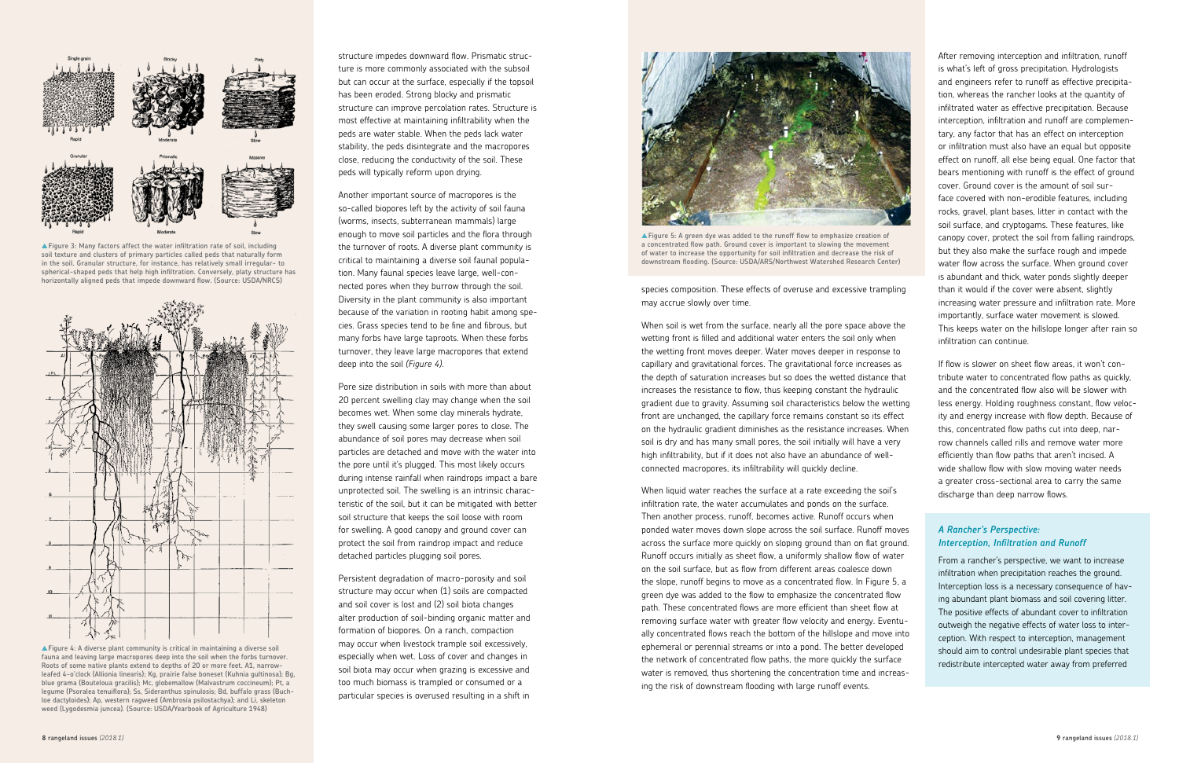▲Figure 3: Many factors affect the water infiltration rate of soil, including soil texture and clusters of primary particles called peds that naturally form in the soil. Granular structure, for instance, has relatively small irregular- to spherical-shaped peds that help high infiltration. Conversely, platy structure has horizontally aligned peds that impede downward flow. (Source: USDA/NRCS)

▲Figure 4: A diverse plant community is critical in maintaining a diverse soil fauna and leaving large macropores deep into the soil when the forbs turnover. Roots of some native plants extend to depths of 20 or more feet. A1, narrow-leafed 4-o'clock (Allionia linearis); Kg, prairie false boneset (Kuhnia gultinosa); Bg, blue grama (Bouteloua gracilis); Mc, globemallow (Malvastrum coccineum); Pt, a legume (Psoralea tenuiflora); Ss, Sideranthus spinulosis; Bd, buffalo grass (Buchloe dactyloides); Ap, western ragweed (Ambrosia psilostachya); and Li, skeleton weed (Lygodesmia juncea). (Source: USDA/Yearbook of Agriculture 1948)

structure impedes downward flow. Prismatic structure is more commonly associated with the subsoil but can occur at the surface, especially if the topsoil has been eroded. Strong blocky and prismatic structure can improve percolation rates. Structure is most effective at maintaining infiltrability when the peds are water stable. When the peds lack water stability, the peds disintegrate and the macropores close, reducing the conductivity of the soil. These peds will typically reform upon drying.

Another important source of macropores is the so-called biopores left by the activity of soil fauna (worms, insects, subterranean mammals) large enough to move soil particles and the flora through the turnover of roots. A diverse plant community is critical to maintaining a diverse soil faunal population. Many faunal species leave large, well-connected pores when they burrow through the soil. Diversity in the plant community is also important because of the variation in rooting habit among species. Grass species tend to be fine and fibrous, but many forbs have large taproots. When these forbs turnover, they leave large macropores that extend deep into the soil *(Figure 4)*.

Pore size distribution in soils with more than about 20 percent swelling clay may change when the soil becomes wet. When some clay minerals hydrate, they swell causing some larger pores to close. The abundance of soil pores may decrease when soil particles are detached and move with the water into the pore until it's plugged. This most likely occurs during intense rainfall when raindrops impact a bare unprotected soil. The swelling is an intrinsic characteristic of the soil, but it can be mitigated with better soil structure that keeps the soil loose with room for swelling. A good canopy and ground cover can protect the soil from raindrop impact and reduce detached particles plugging soil pores.

Persistent degradation of macro-porosity and soil structure may occur when (1) soils are compacted and soil cover is lost and (2) soil biota changes alter production of soil-binding organic matter and formation of biopores. On a ranch, compaction may occur when livestock trample soil excessively, especially when wet. Loss of cover and changes in soil biota may occur when grazing is excessive and too much biomass is trampled or consumed or a particular species is overused resulting in a shift in species composition. These effects of overuse and excessive trampling may accrue slowly over time.

▲Figure 5: A green dye was added to the runoff flow to emphasize creation of a concentrated flow path. Ground cover is important to slowing the movement of water to increase the opportunity for soil infiltration and decrease the risk of downstream flooding. (Source: USDA/ARS/Northwest Watershed Research Center)

When soil is wet from the surface, nearly all the pore space above the wetting front is filled and additional water enters the soil only when the wetting front moves deeper. Water moves deeper in response to capillary and gravitational forces. The gravitational force increases as the depth of saturation increases but so does the wetted distance that increases the resistance to flow, thus keeping constant the hydraulic gradient due to gravity. Assuming soil characteristics below the wetting front are unchanged, the capillary force remains constant so its effect on the hydraulic gradient diminishes as the resistance increases. When soil is dry and has many small pores, the soil initially will have a very high infiltrability, but if it does not also have an abundance of well-connected macropores, its infiltrability will quickly decline.

When liquid water reaches the surface at a rate exceeding the soil's infiltration rate, the water accumulates and ponds on the surface. Then another process, runoff, becomes active. Runoff occurs when ponded water moves down slope across the soil surface. Runoff moves across the surface more quickly on sloping ground than on flat ground. Runoff occurs initially as sheet flow, a uniformly shallow flow of water on the soil surface, but as flow from different areas coalesce down the slope, runoff begins to move as a concentrated flow. In Figure 5, a green dye was added to the flow to emphasize the concentrated flow path. These concentrated flows are more efficient than sheet flow at removing surface water with greater flow velocity and energy. Eventually concentrated flows reach the bottom of the hillslope and move into ephemeral or perennial streams or into a pond. The better developed the network of concentrated flow paths, the more quickly the surface water is removed, thus shortening the concentration time and increasing the risk of downstream flooding with large runoff events.

After removing interception and infiltration, runoff is what's left of gross precipitation. Hydrologists and engineers refer to runoff as effective precipitation, whereas the rancher looks at the quantity of infiltrated water as effective precipitation. Because interception, infiltration and runoff are complementary, any factor that has an effect on interception or infiltration must also have an equal but opposite effect on runoff, all else being equal. One factor that bears mentioning with runoff is the effect of ground cover. Ground cover is the amount of soil surface covered with non-erodible features, including rocks, gravel, plant bases, litter in contact with the soil surface, and cryptogams. These features, like canopy cover, protect the soil from falling raindrops, but they also make the surface rough and impede water flow across the surface. When ground cover is abundant and thick, water ponds slightly deeper than it would if the cover were absent, slightly increasing water pressure and infiltration rate. More importantly, surface water movement is slowed. This keeps water on the hillslope longer after rain so infiltration can continue.

If flow is slower on sheet flow areas, it won't contribute water to concentrated flow paths as quickly, and the concentrated flow also will be slower with less energy. Holding roughness constant, flow velocity and energy increase with flow depth. Because of this, concentrated flow paths cut into deep, narrow channels called rills and remove water more efficiently than flow paths that aren't incised. A wide shallow flow with slow moving water needs a greater cross-sectional area to carry the same discharge than deep narrow flows.

### *A Rancher's Perspective: Interception, Infiltration and Runoff*

From a rancher's perspective, we want to increase infiltration when precipitation reaches the ground. Interception loss is a necessary consequence of having abundant plant biomass and soil covering litter. The positive effects of abundant cover to infiltration outweigh the negative effects of water loss to interception. With respect to interception, management should aim to control undesirable plant species that redistribute intercepted water away from preferred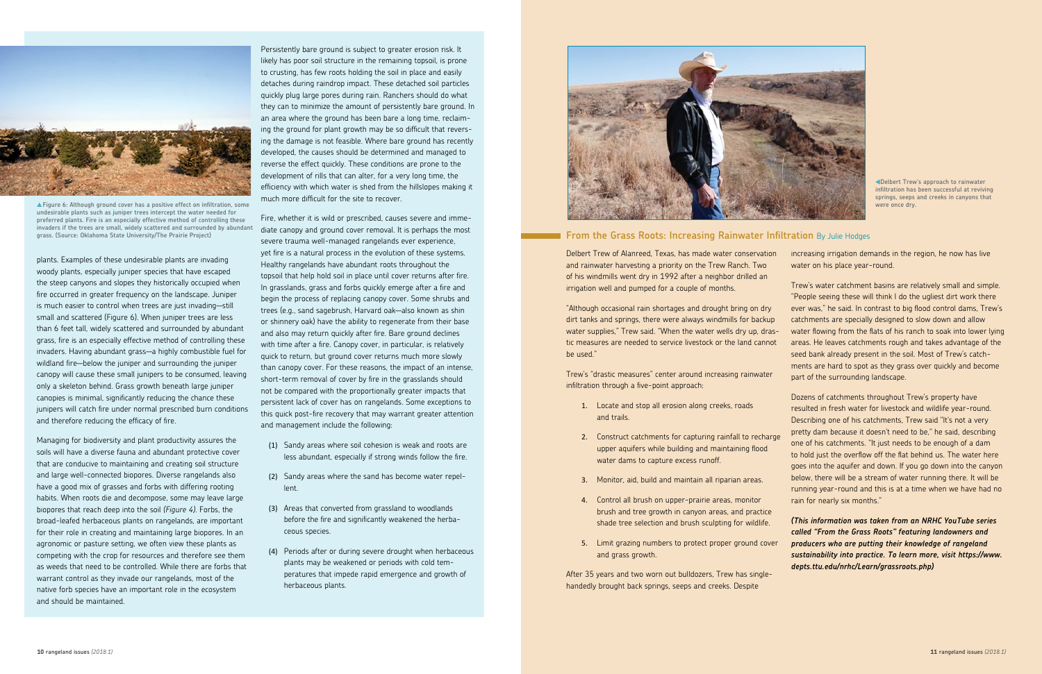▲Figure 6: Although ground cover has a positive effect on infiltration, some undesirable plants such as juniper trees intercept the water needed for preferred plants. Fire is an especially effective method of controlling these invaders if the trees are small, widely scattered and surrounded by abundant grass. (Source: Oklahoma State University/The Prairie Project)

plants. Examples of these undesirable plants are invading woody plants, especially juniper species that have escaped the steep canyons and slopes they historically occupied when fire occurred in greater frequency on the landscape. Juniper is much easier to control when trees are just invading—still small and scattered (Figure 6). When juniper trees are less than 6 feet tall, widely scattered and surrounded by abundant grass, fire is an especially effective method of controlling these invaders. Having abundant grass—a highly combustible fuel for wildland fire—below the juniper and surrounding the juniper canopy will cause these small junipers to be consumed, leaving only a skeleton behind. Grass growth beneath large juniper canopies is minimal, significantly reducing the chance these junipers will catch fire under normal prescribed burn conditions and therefore reducing the efficacy of fire.

Managing for biodiversity and plant productivity assures the soils will have a diverse fauna and abundant protective cover that are conducive to maintaining and creating soil structure and large well-connected biopores. Diverse rangelands also have a good mix of grasses and forbs with differing rooting habits. When roots die and decompose, some may leave large biopores that reach deep into the soil *(Figure 4)*. Forbs, the broad-leafed herbaceous plants on rangelands, are important for their role in creating and maintaining large biopores. In an agronomic or pasture setting, we often view these plants as competing with the crop for resources and therefore see them as weeds that need to be controlled. While there are forbs that warrant control as they invade our rangelands, most of the native forb species have an important role in the ecosystem and should be maintained.

Persistently bare ground is subject to greater erosion risk. It likely has poor soil structure in the remaining topsoil, is prone to crusting, has few roots holding the soil in place and easily detaches during raindrop impact. These detached soil particles quickly plug large pores during rain. Ranchers should do what they can to minimize the amount of persistently bare ground. In an area where the ground has been bare a long time, reclaiming the ground for plant growth may be so difficult that reversing the damage is not feasible. Where bare ground has recently developed, the causes should be determined and managed to reverse the effect quickly. These conditions are prone to the development of rills that can alter, for a very long time, the efficiency with which water is shed from the hillslopes making it much more difficult for the site to recover.

Fire, whether it is wild or prescribed, causes severe and immediate canopy and ground cover removal. It is perhaps the most severe trauma well-managed rangelands ever experience, yet fire is a natural process in the evolution of these systems. Healthy rangelands have abundant roots throughout the topsoil that help hold soil in place until cover returns after fire. In grasslands, grass and forbs quickly emerge after a fire and begin the process of replacing canopy cover. Some shrubs and trees (e.g., sand sagebrush, Harvard oak—also known as shin or shinnery oak) have the ability to regenerate from their base and also may return quickly after fire. Bare ground declines with time after a fire. Canopy cover, in particular, is relatively quick to return, but ground cover returns much more slowly than canopy cover. For these reasons, the impact of an intense, short-term removal of cover by fire in the grasslands should not be compared with the proportionally greater impacts that persistent lack of cover has on rangelands. Some exceptions to this quick post-fire recovery that may warrant greater attention and management include the following:

(1) Sandy areas where soil cohesion is weak and roots are less abundant, especially if strong winds follow the fire.

(2) Sandy areas where the sand has become water repellent.

(3) Areas that converted from grassland to woodlands before the fire and significantly weakened the herbaceous species.

(4) Periods after or during severe drought when herbaceous plants may be weakened or periods with cold temperatures that impede rapid emergence and growth of herbaceous plants.

◀Delbert Trew's approach to rainwater infiltration has been successful at reviving springs, seeps and creeks in canyons that were once dry.

## From the Grass Roots: Increasing Rainwater Infiltration By Julie Hodges

Delbert Trew of Alanreed, Texas, has made water conservation and rainwater harvesting a priority on the Trew Ranch. Two of his windmills went dry in 1992 after a neighbor drilled an irrigation well and pumped for a couple of months.

"Although occasional rain shortages and drought bring on dry dirt tanks and springs, there were always windmills for backup water supplies," Trew said. "When the water wells dry up, drastic measures are needed to service livestock or the land cannot be used."

Trew's "drastic measures" center around increasing rainwater infiltration through a five-point approach:

1. Locate and stop all erosion along creeks, roads and trails.

2. Construct catchments for capturing rainfall to recharge upper aquifers while building and maintaining flood water dams to capture excess runoff.

3. Monitor, aid, build and maintain all riparian areas.

4. Control all brush on upper-prairie areas, monitor brush and tree growth in canyon areas, and practice shade tree selection and brush sculpting for wildlife.

5. Limit grazing numbers to protect proper ground cover and grass growth.

After 35 years and two worn out bulldozers, Trew has singlehandedly brought back springs, seeps and creeks. Despite increasing irrigation demands in the region, he now has live water on his place year-round.

Trew's water catchment basins are relatively small and simple. "People seeing these will think I do the ugliest dirt work there ever was," he said. In contrast to big flood control dams, Trew's catchments are specially designed to slow down and allow water flowing from the flats of his ranch to soak into lower lying areas. He leaves catchments rough and takes advantage of the seed bank already present in the soil. Most of Trew's catchments are hard to spot as they grass over quickly and become part of the surrounding landscape.

Dozens of catchments throughout Trew's property have resulted in fresh water for livestock and wildlife year-round. Describing one of his catchments, Trew said "It's not a very pretty dam because it doesn't need to be," he said, describing one of his catchments. "It just needs to be enough of a dam to hold just the overflow off the flat behind us. The water here goes into the aquifer and down. If you go down into the canyon below, there will be a stream of water running there. It will be running year-round and this is at a time when we have had no rain for nearly six months."

***(This information was taken from an NRHC YouTube series called "From the Grass Roots" featuring landowners and producers who are putting their knowledge of rangeland sustainability into practice. To learn more, visit https://www.depts.ttu.edu/nrhc/Learn/grassroots.php)***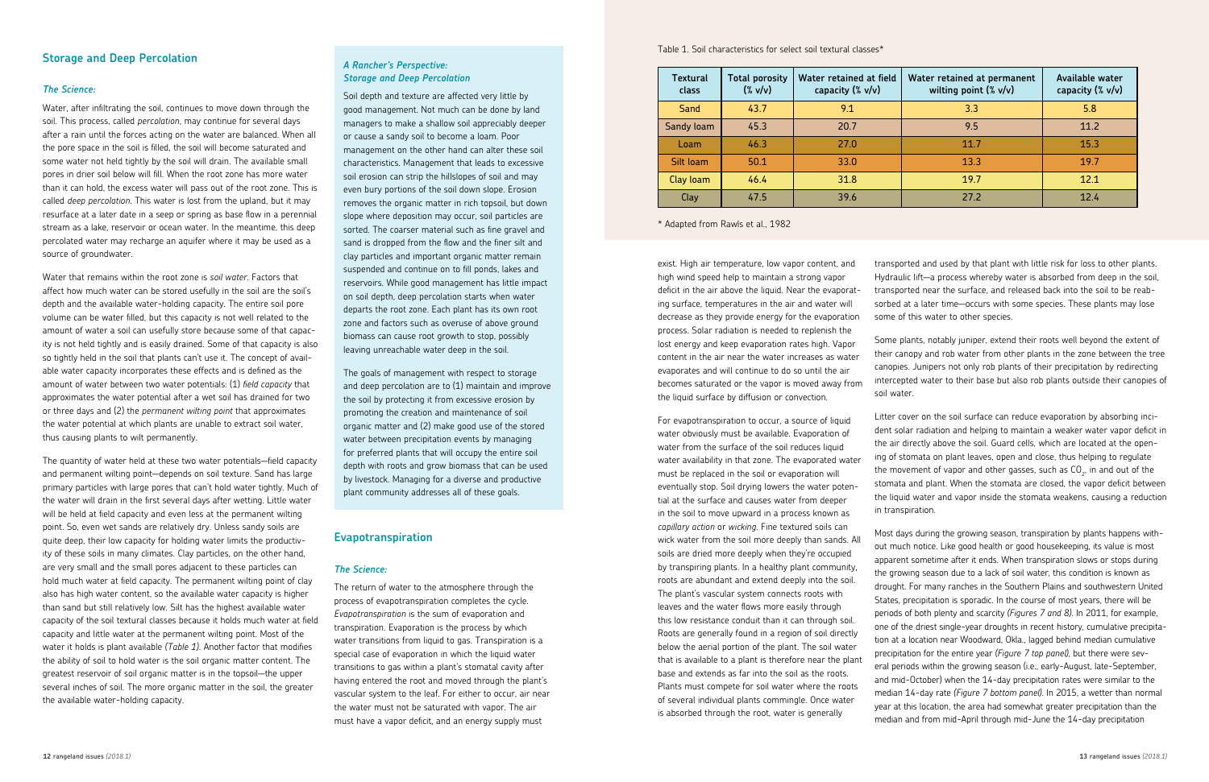## Storage and Deep Percolation

### The Science:

Water, after infiltrating the soil, continues to move down through the soil. This process, called *percolation*, may continue for several days after a rain until the forces acting on the water are balanced. When all the pore space in the soil is filled, the soil will become saturated and some water not held tightly by the soil will drain. The available small pores in drier soil below will fill. When the root zone has more water than it can hold, the excess water will pass out of the root zone. This is called *deep percolation*. This water is lost from the upland, but it may resurface at a later date in a seep or spring as base flow in a perennial stream as a lake, reservoir or ocean water. In the meantime, this deep percolated water may recharge an aquifer where it may be used as a source of groundwater.

Water that remains within the root zone is *soil water*. Factors that affect how much water can be stored usefully in the soil are the soil's depth and the available water-holding capacity. The entire soil pore volume can be water filled, but this capacity is not well related to the amount of water a soil can usefully store because some of that capacity is not held tightly and is easily drained. Some of that capacity is also so tightly held in the soil that plants can't use it. The concept of available water capacity incorporates these effects and is defined as the amount of water between two water potentials: (1) *field capacity* that approximates the water potential after a wet soil has drained for two or three days and (2) the *permanent wilting point* that approximates the water potential at which plants are unable to extract soil water, thus causing plants to wilt permanently.

The quantity of water held at these two water potentials—field capacity and permanent wilting point—depends on soil texture. Sand has large primary particles with large pores that can't hold water tightly. Much of the water will drain in the first several days after wetting. Little water will be held at field capacity and even less at the permanent wilting point. So, even wet sands are relatively dry. Unless sandy soils are quite deep, their low capacity for holding water limits the productivity of these soils in many climates. Clay particles, on the other hand, are very small and the small pores adjacent to these particles can hold much water at field capacity. The permanent wilting point of clay also has high water content, so the available water capacity is higher than sand but still relatively low. Silt has the highest available water capacity of the soil textural classes because it holds much water at field capacity and little water at the permanent wilting point. Most of the water it holds is plant available *(Table 1)*. Another factor that modifies the ability of soil to hold water is the soil organic matter content. The greatest reservoir of soil organic matter is in the topsoil—the upper several inches of soil. The more organic matter in the soil, the greater the available water-holding capacity.

### *A Rancher's Perspective: Storage and Deep Percolation*

Soil depth and texture are affected very little by good management. Not much can be done by land managers to make a shallow soil appreciably deeper or cause a sandy soil to become a loam. Poor management on the other hand can alter these soil characteristics. Management that leads to excessive soil erosion can strip the hillslopes of soil and may even bury portions of the soil down slope. Erosion removes the organic matter in rich topsoil, but down slope where deposition may occur, soil particles are sorted. The coarser material such as fine gravel and sand is dropped from the flow and the finer silt and clay particles and important organic matter remain suspended and continue on to fill ponds, lakes and reservoirs. While good management has little impact on soil depth, deep percolation starts when water departs the root zone. Each plant has its own root zone and factors such as overuse of above ground biomass can cause root growth to stop, possibly leaving unreachable water deep in the soil.

The goals of management with respect to storage and deep percolation are to (1) maintain and improve the soil by protecting it from excessive erosion by promoting the creation and maintenance of soil organic matter and (2) make good use of the stored water between precipitation events by managing for preferred plants that will occupy the entire soil depth with roots and grow biomass that can be used by livestock. Managing for a diverse and productive plant community addresses all of these goals.

## Evapotranspiration

### The Science:

The return of water to the atmosphere through the process of evapotranspiration completes the cycle. *Evapotranspiration* is the sum of evaporation and transpiration. Evaporation is the process by which water transitions from liquid to gas. Transpiration is a special case of evaporation in which the liquid water transitions to gas within a plant's stomatal cavity after having entered the root and moved through the plant's vascular system to the leaf. For either to occur, air near the water must not be saturated with vapor. The air must have a vapor deficit, and an energy supply must exist. High air temperature, low vapor content, and high wind speed help to maintain a strong vapor deficit in the air above the liquid. Near the evaporating surface, temperatures in the air and water will decrease as they provide energy for the evaporation process. Solar radiation is needed to replenish the lost energy and keep evaporation rates high. Vapor content in the air near the water increases as water evaporates and will continue to do so until the air becomes saturated or the vapor is moved away from the liquid surface by diffusion or convection.

For evapotranspiration to occur, a source of liquid water obviously must be available. Evaporation of water from the surface of the soil reduces liquid water availability in that zone. The evaporated water must be replaced in the soil or evaporation will eventually stop. Soil drying lowers the water potential at the surface and causes water from deeper in the soil to move upward in a process known as *capillary action* or *wicking*. Fine textured soils can wick water from the soil more deeply than sands. All soils are dried more deeply when they're occupied by transpiring plants. In a healthy plant community, roots are abundant and extend deeply into the soil. The plant's vascular system connects roots with leaves and the water flows more easily through this low resistance conduit than it can through soil. Roots are generally found in a region of soil directly below the aerial portion of the plant. The soil water that is available to a plant is therefore near the plant base and extends as far into the soil as the roots. Plants must compete for soil water where the roots of several individual plants commingle. Once water is absorbed through the root, water is generally transported and used by that plant with little risk for loss to other plants. Hydraulic lift—a process whereby water is absorbed from deep in the soil, transported near the surface, and released back into the soil to be reabsorbed at a later time—occurs with some species. These plants may lose some of this water to other species.

Table 1. Soil characteristics for select soil textural classes*

| Textural class | Total porosity (% v/v) | Water retained at field capacity (% v/v) | Water retained at permanent wilting point (% v/v) | Available water capacity (% v/v) |
|---|---|---|---|---|
| Sand | 43.7 | 9.1 | 3.3 | 5.8 |
| Sandy loam | 45.3 | 20.7 | 9.5 | 11.2 |
| Loam | 46.3 | 27.0 | 11.7 | 15.3 |
| Silt loam | 50.1 | 33.0 | 13.3 | 19.7 |
| Clay loam | 46.4 | 31.8 | 19.7 | 12.1 |
| Clay | 47.5 | 39.6 | 27.2 | 12.4 |

\* Adapted from Rawls et al., 1982

Some plants, notably juniper, extend their roots well beyond the extent of their canopy and rob water from other plants in the zone between the tree canopies. Junipers not only rob plants of their precipitation by redirecting intercepted water to their base but also rob plants outside their canopies of soil water.

Litter cover on the soil surface can reduce evaporation by absorbing incident solar radiation and helping to maintain a weaker water vapor deficit in the air directly above the soil. Guard cells, which are located at the opening of stomata on plant leaves, open and close, thus helping to regulate the movement of vapor and other gasses, such as $CO_2$, in and out of the stomata and plant. When the stomata are closed, the vapor deficit between the liquid water and vapor inside the stomata weakens, causing a reduction in transpiration.

Most days during the growing season, transpiration by plants happens without much notice. Like good health or good housekeeping, its value is most apparent sometime after it ends. When transpiration slows or stops during the growing season due to a lack of soil water, this condition is known as drought. For many ranches in the Southern Plains and southwestern United States, precipitation is sporadic. In the course of most years, there will be periods of both plenty and scarcity *(Figures 7 and 8)*. In 2011, for example, one of the driest single-year droughts in recent history, cumulative precipitation at a location near Woodward, Okla., lagged behind median cumulative precipitation for the entire year *(Figure 7 top panel)*, but there were several periods within the growing season (i.e., early-August, late-September, and mid-October) when the 14-day precipitation rates were similar to the median 14-day rate *(Figure 7 bottom panel)*. In 2015, a wetter than normal year at this location, the area had somewhat greater precipitation than the median and from mid-April through mid-June the 14-day precipitation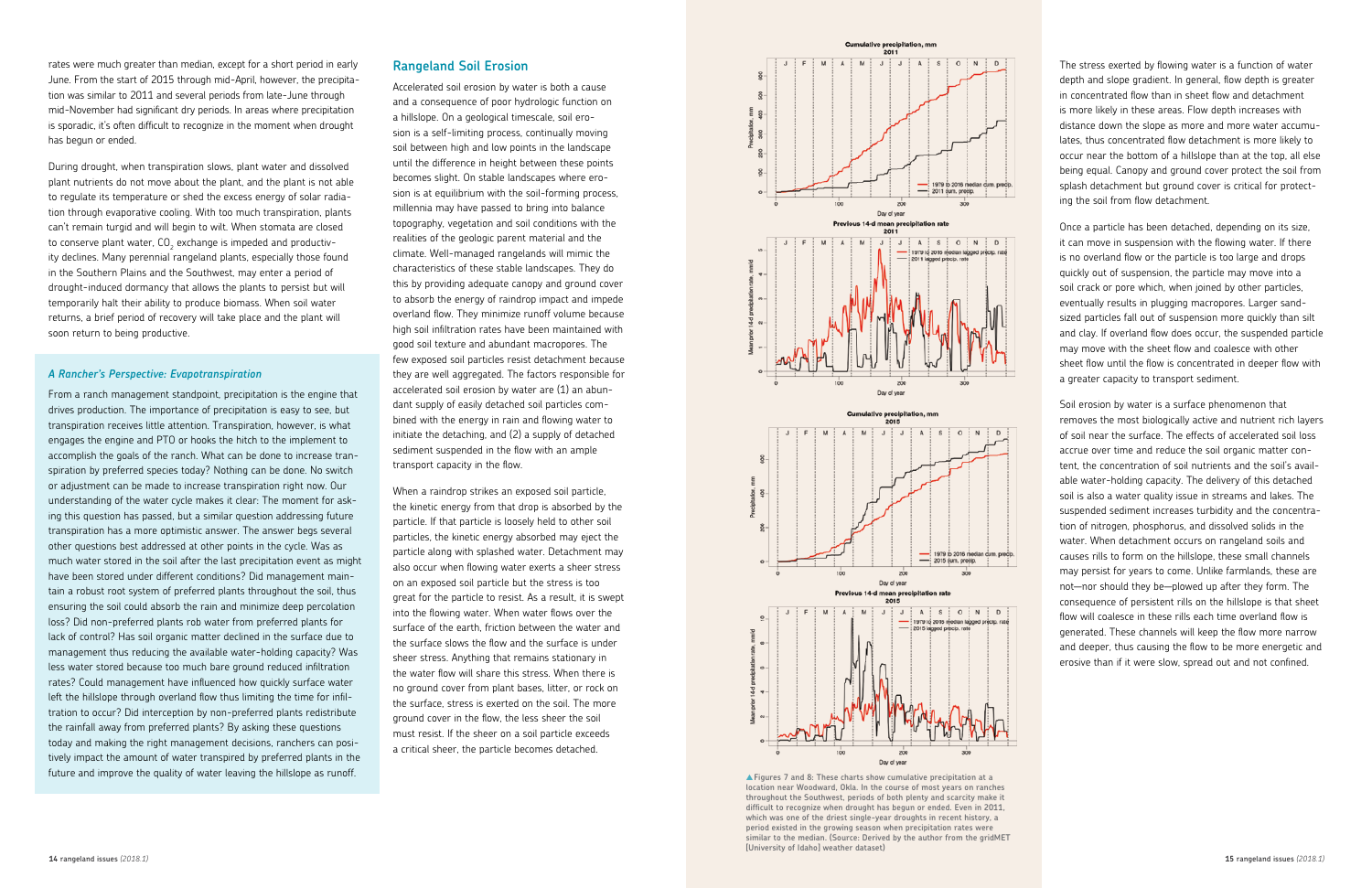rates were much greater than median, except for a short period in early June. From the start of 2015 through mid-April, however, the precipitation was similar to 2011 and several periods from late-June through mid-November had significant dry periods. In areas where precipitation is sporadic, it's often difficult to recognize in the moment when drought has begun or ended.

During drought, when transpiration slows, plant water and dissolved plant nutrients do not move about the plant, and the plant is not able to regulate its temperature or shed the excess energy of solar radiation through evaporative cooling. With too much transpiration, plants can't remain turgid and will begin to wilt. When stomata are closed to conserve plant water, $CO_2$ exchange is impeded and productivity declines. Many perennial rangeland plants, especially those found in the Southern Plains and the Southwest, may enter a period of drought-induced dormancy that allows the plants to persist but will temporarily halt their ability to produce biomass. When soil water returns, a brief period of recovery will take place and the plant will soon return to being productive.

### *A Rancher's Perspective: Evapotranspiration*

From a ranch management standpoint, precipitation is the engine that drives production. The importance of precipitation is easy to see, but transpiration receives little attention. Transpiration, however, is what engages the engine and PTO or hooks the hitch to the implement to accomplish the goals of the ranch. What can be done to increase transpiration by preferred species today? Nothing can be done. No switch or adjustment can be made to increase transpiration right now. Our understanding of the water cycle makes it clear: The moment for asking this question has passed, but a similar question addressing future transpiration has a more optimistic answer. The answer begs several other questions best addressed at other points in the cycle. Was as much water stored in the soil after the last precipitation event as might have been stored under different conditions? Did management maintain a robust root system of preferred plants throughout the soil, thus ensuring the soil could absorb the rain and minimize deep percolation loss? Did non-preferred plants rob water from preferred plants for lack of control? Has soil organic matter declined in the surface due to management thus reducing the available water-holding capacity? Was less water stored because too much bare ground reduced infiltration rates? Could management have influenced how quickly surface water left the hillslope through overland flow thus limiting the time for infiltration to occur? Did interception by non-preferred plants redistribute the rainfall away from preferred plants? By asking these questions today and making the right management decisions, ranchers can positively impact the amount of water transpired by preferred plants in the future and improve the quality of water leaving the hillslope as runoff.

## Rangeland Soil Erosion

Accelerated soil erosion by water is both a cause and a consequence of poor hydrologic function on a hillslope. On a geological timescale, soil erosion is a self-limiting process, continually moving soil between high and low points in the landscape until the difference in height between these points becomes slight. On stable landscapes where erosion is at equilibrium with the soil-forming process, millennia may have passed to bring into balance topography, vegetation and soil conditions with the realities of the geologic parent material and the climate. Well-managed rangelands will mimic the characteristics of these stable landscapes. They do this by providing adequate canopy and ground cover to absorb the energy of raindrop impact and impede overland flow. They minimize runoff volume because high soil infiltration rates have been maintained with good soil texture and abundant macropores. The few exposed soil particles resist detachment because they are well aggregated. The factors responsible for accelerated soil erosion by water are (1) an abundant supply of easily detached soil particles combined with the energy in rain and flowing water to initiate the detaching, and (2) a supply of detached sediment suspended in the flow with an ample transport capacity in the flow.

When a raindrop strikes an exposed soil particle, the kinetic energy from that drop is absorbed by the particle. If that particle is loosely held to other soil particles, the kinetic energy absorbed may eject the particle along with splashed water. Detachment may also occur when flowing water exerts a sheer stress on an exposed soil particle but the stress is too great for the particle to resist. As a result, it is swept into the flowing water. When water flows over the surface of the earth, friction between the water and the surface slows the flow and the surface is under sheer stress. Anything that remains stationary in the water flow will share this stress. When there is no ground cover from plant bases, litter, or rock on the surface, stress is exerted on the soil. The more ground cover in the flow, the less sheer the soil must resist. If the sheer on a soil particle exceeds a critical sheer, the particle becomes detached.

▲Figures 7 and 8: These charts show cumulative precipitation at a location near Woodward, Okla. In the course of most years on ranches throughout the Southwest, periods of both plenty and scarcity make it difficult to recognize when drought has begun or ended. Even in 2011, which was one of the driest single-year droughts in recent history, a period existed in the growing season when precipitation rates were similar to the median. (Source: Derived by the author from the gridMET [University of Idaho] weather dataset)

The stress exerted by flowing water is a function of water depth and slope gradient. In general, flow depth is greater in concentrated flow than in sheet flow and detachment is more likely in these areas. Flow depth increases with distance down the slope as more and more water accumulates, thus concentrated flow detachment is more likely to occur near the bottom of a hillslope than at the top, all else being equal. Canopy and ground cover protect the soil from splash detachment but ground cover is critical for protecting the soil from flow detachment.

Once a particle has been detached, depending on its size, it can move in suspension with the flowing water. If there is no overland flow or the particle is too large and drops quickly out of suspension, the particle may move into a soil crack or pore which, when joined by other particles, eventually results in plugging macropores. Larger sand-sized particles fall out of suspension more quickly than silt and clay. If overland flow does occur, the suspended particle may move with the sheet flow and coalesce with other sheet flow until the flow is concentrated in deeper flow with a greater capacity to transport sediment.

Soil erosion by water is a surface phenomenon that removes the most biologically active and nutrient rich layers of soil near the surface. The effects of accelerated soil loss accrue over time and reduce the soil organic matter content, the concentration of soil nutrients and the soil's available water-holding capacity. The delivery of this detached soil is also a water quality issue in streams and lakes. The suspended sediment increases turbidity and the concentration of nitrogen, phosphorus, and dissolved solids in the water. When detachment occurs on rangeland soils and causes rills to form on the hillslope, these small channels may persist for years to come. Unlike farmlands, these are not—nor should they be—plowed up after they form. The consequence of persistent rills on the hillslope is that sheet flow will coalesce in these rills each time overland flow is generated. These channels will keep the flow more narrow and deeper, thus causing the flow to be more energetic and erosive than if it were slow, spread out and not confined.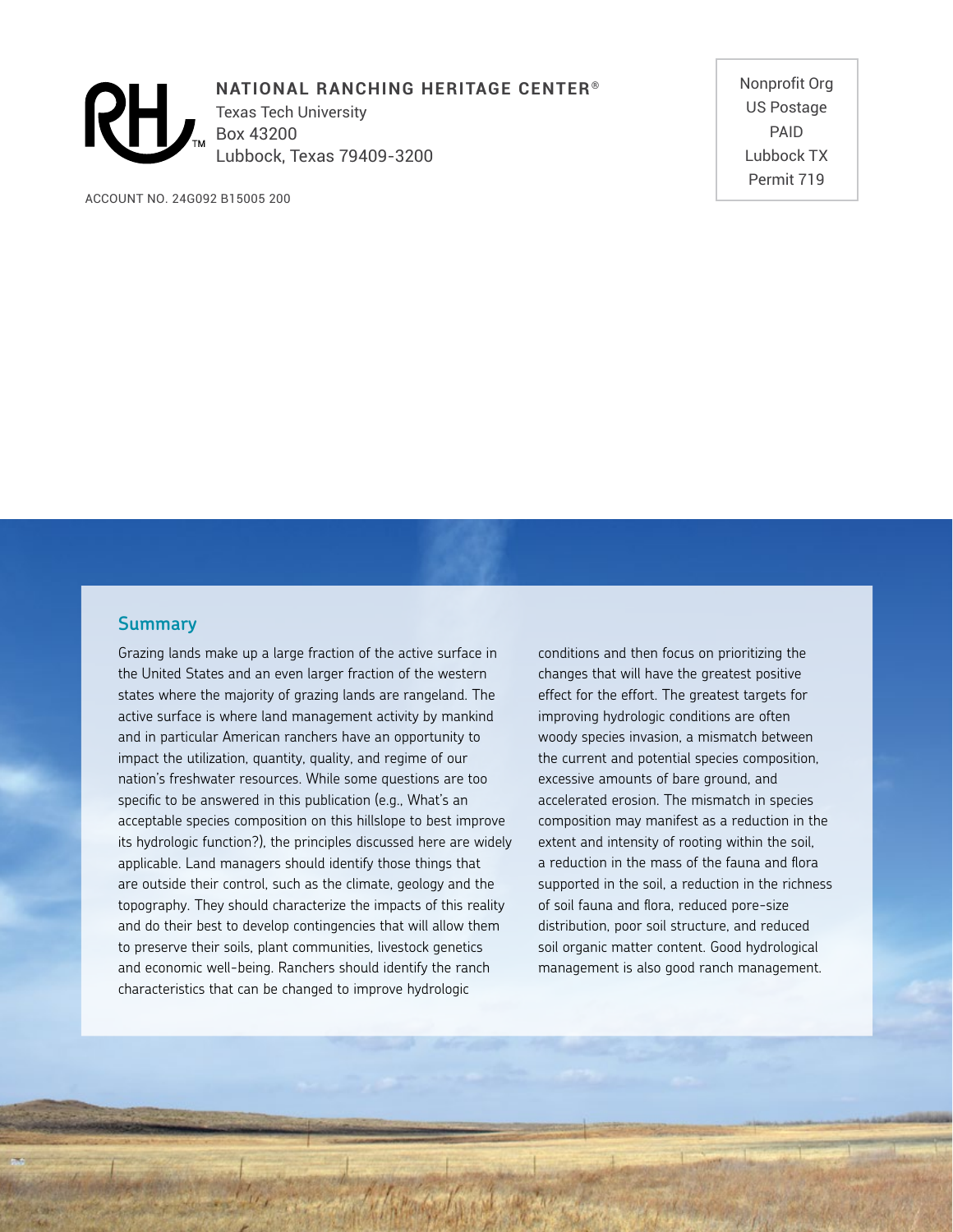**NATIONAL RANCHING HERITAGE CENTER®**
Texas Tech University
Box 43200
Lubbock, Texas 79409-3200

ACCOUNT NO. 24G092 B15005 200

Nonprofit Org
US Postage
PAID
Lubbock TX
Permit 719

## Summary

Grazing lands make up a large fraction of the active surface in the United States and an even larger fraction of the western states where the majority of grazing lands are rangeland. The active surface is where land management activity by mankind and in particular American ranchers have an opportunity to impact the utilization, quantity, quality, and regime of our nation's freshwater resources. While some questions are too specific to be answered in this publication (e.g., What's an acceptable species composition on this hillslope to best improve its hydrologic function?), the principles discussed here are widely applicable. Land managers should identify those things that are outside their control, such as the climate, geology and the topography. They should characterize the impacts of this reality and do their best to develop contingencies that will allow them to preserve their soils, plant communities, livestock genetics and economic well-being. Ranchers should identify the ranch characteristics that can be changed to improve hydrologic conditions and then focus on prioritizing the changes that will have the greatest positive effect for the effort. The greatest targets for improving hydrologic conditions are often woody species invasion, a mismatch between the current and potential species composition, excessive amounts of bare ground, and accelerated erosion. The mismatch in species composition may manifest as a reduction in the extent and intensity of rooting within the soil, a reduction in the mass of the fauna and flora supported in the soil, a reduction in the richness of soil fauna and flora, reduced pore-size distribution, poor soil structure, and reduced soil organic matter content. Good hydrological management is also good ranch management.